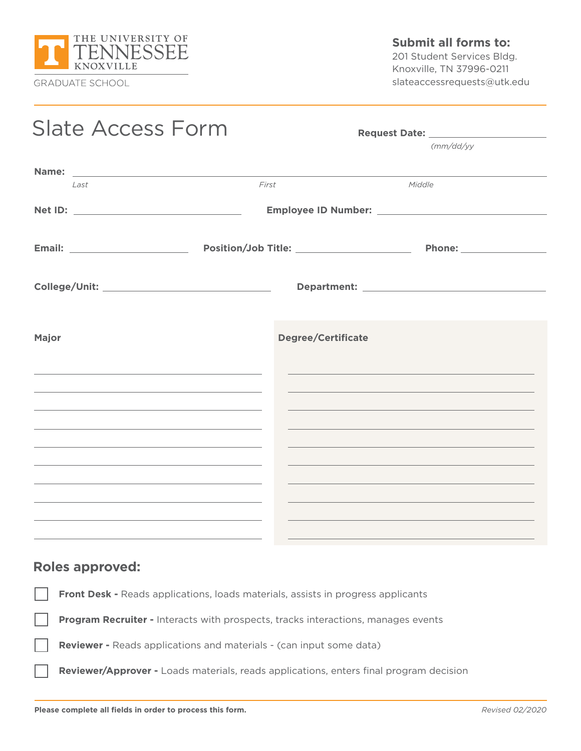THE UNIVERSITY OF TENNESSEE KNOXVILLE

GRADUATE SCHOOL

**Submit all forms to:**
201 Student Services Bldg.
Knoxville, TN 37996-0211
slateaccessrequests@utk.edu

# Slate Access Form

**Request Date:** ____________________
*(mm/dd/yy)*

**Name:** ______________________________________________
*Last* *First* *Middle*

**Net ID:** ____________________ **Employee ID Number:** ____________________

**Email:** ____________________ **Position/Job Title:** ____________________ **Phone:** ____________________

**College/Unit:** ____________________ **Department:** ____________________

| Major | Degree/Certificate |
|---|---|
| | |
| | |
| | |
| | |
| | |
| | |
| | |
| | |
| | |
| | |

## Roles approved:

- ☐ **Front Desk -** Reads applications, loads materials, assists in progress applicants
- ☐ **Program Recruiter -** Interacts with prospects, tracks interactions, manages events
- ☐ **Reviewer -** Reads applications and materials - (can input some data)
- ☐ **Reviewer/Approver -** Loads materials, reads applications, enters final program decision

**Please complete all fields in order to process this form.**

*Revised 02/2020*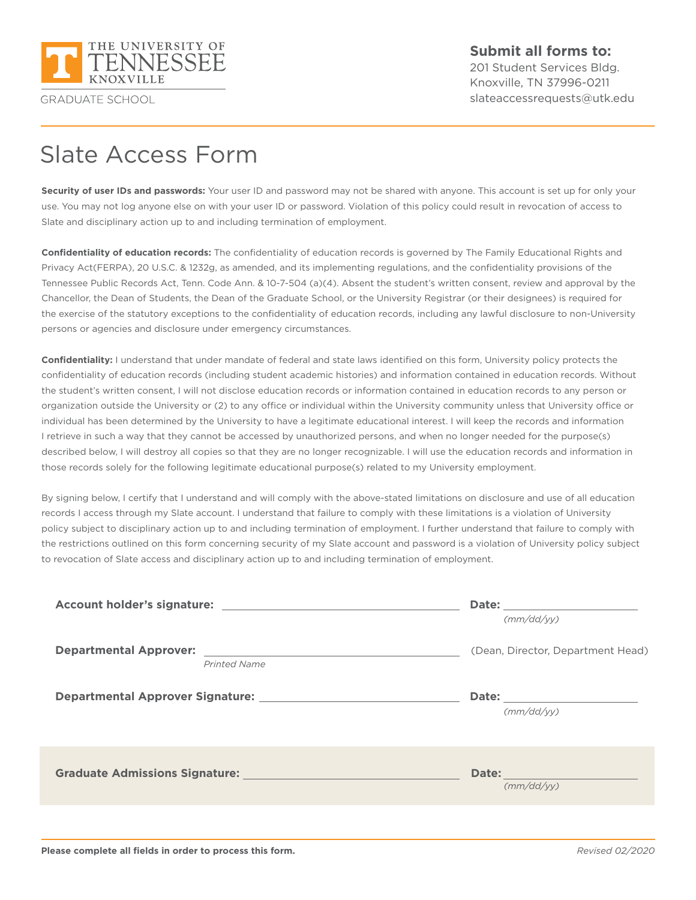THE UNIVERSITY OF TENNESSEE KNOXVILLE

GRADUATE SCHOOL

**Submit all forms to:**
201 Student Services Bldg.
Knoxville, TN 37996-0211
slateaccessrequests@utk.edu

# Slate Access Form

**Security of user IDs and passwords:** Your user ID and password may not be shared with anyone. This account is set up for only your use. You may not log anyone else on with your user ID or password. Violation of this policy could result in revocation of access to Slate and disciplinary action up to and including termination of employment.

**Confidentiality of education records:** The confidentiality of education records is governed by The Family Educational Rights and Privacy Act(FERPA), 20 U.S.C. & 1232g, as amended, and its implementing regulations, and the confidentiality provisions of the Tennessee Public Records Act, Tenn. Code Ann. & 10-7-504 (a)(4). Absent the student's written consent, review and approval by the Chancellor, the Dean of Students, the Dean of the Graduate School, or the University Registrar (or their designees) is required for the exercise of the statutory exceptions to the confidentiality of education records, including any lawful disclosure to non-University persons or agencies and disclosure under emergency circumstances.

**Confidentiality:** I understand that under mandate of federal and state laws identified on this form, University policy protects the confidentiality of education records (including student academic histories) and information contained in education records. Without the student's written consent, I will not disclose education records or information contained in education records to any person or organization outside the University or (2) to any office or individual within the University community unless that University office or individual has been determined by the University to have a legitimate educational interest. I will keep the records and information I retrieve in such a way that they cannot be accessed by unauthorized persons, and when no longer needed for the purpose(s) described below, I will destroy all copies so that they are no longer recognizable. I will use the education records and information in those records solely for the following legitimate educational purpose(s) related to my University employment.

By signing below, I certify that I understand and will comply with the above-stated limitations on disclosure and use of all education records I access through my Slate account. I understand that failure to comply with these limitations is a violation of University policy subject to disciplinary action up to and including termination of employment. I further understand that failure to comply with the restrictions outlined on this form concerning security of my Slate account and password is a violation of University policy subject to revocation of Slate access and disciplinary action up to and including termination of employment.

**Account holder's signature:** ______________________________ **Date:** ____________
*(mm/dd/yy)*

**Departmental Approver:** ______________________________ (Dean, Director, Department Head)
*Printed Name*

**Departmental Approver Signature:** ______________________________ **Date:** ____________
*(mm/dd/yy)*

**Graduate Admissions Signature:** ______________________________ **Date:** ____________
*(mm/dd/yy)*

**Please complete all fields in order to process this form.**

*Revised 02/2020*